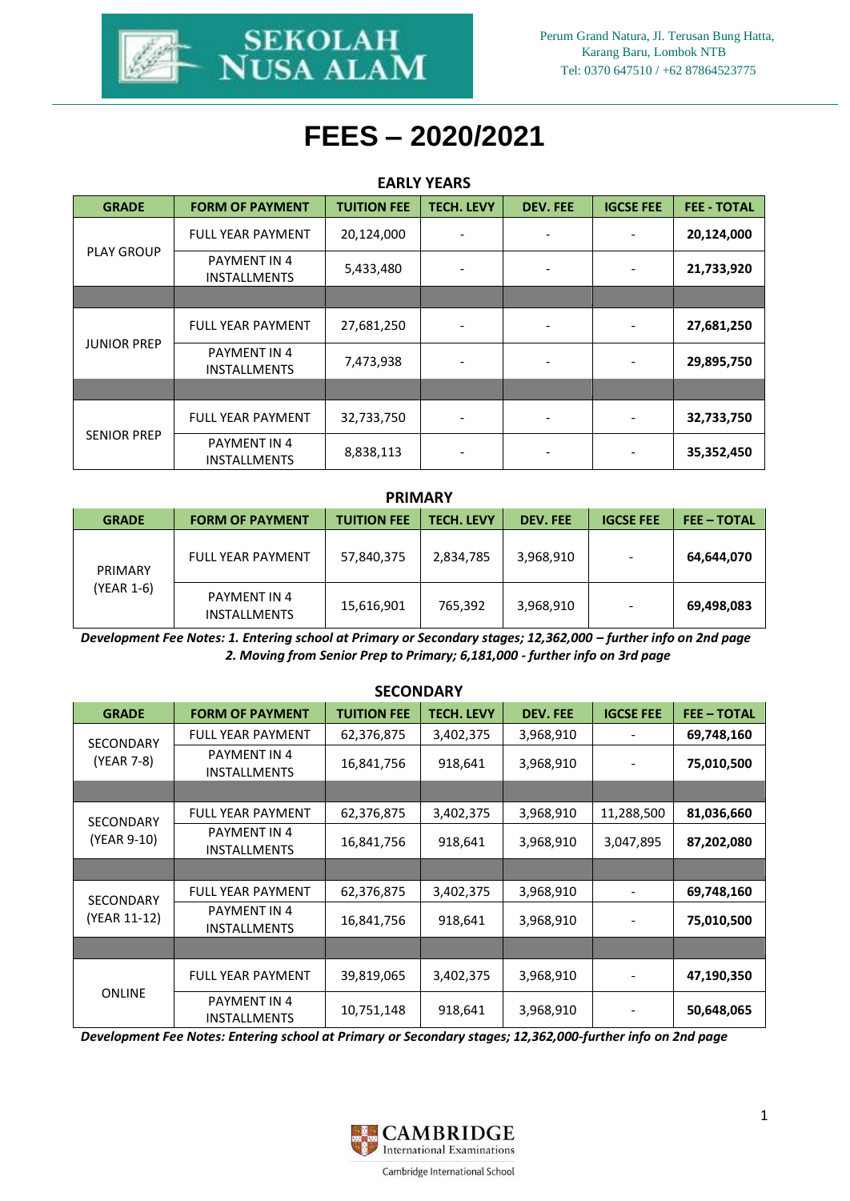SEKOLAH NUSA ALAM

Perum Grand Natura, Jl. Terusan Bung Hatta, Karang Baru, Lombok NTB
Tel: 0370 647510 / +62 87864523775

# FEES – 2020/2021

## EARLY YEARS

| GRADE | FORM OF PAYMENT | TUITION FEE | TECH. LEVY | DEV. FEE | IGCSE FEE | FEE - TOTAL |
|---|---|---|---|---|---|---|
| PLAY GROUP | FULL YEAR PAYMENT | 20,124,000 | - | - | - | **20,124,000** |
| | PAYMENT IN 4 INSTALLMENTS | 5,433,480 | - | - | - | **21,733,920** |
| | | | | | | |
| JUNIOR PREP | FULL YEAR PAYMENT | 27,681,250 | - | - | - | **27,681,250** |
| | PAYMENT IN 4 INSTALLMENTS | 7,473,938 | - | - | - | **29,895,750** |
| | | | | | | |
| SENIOR PREP | FULL YEAR PAYMENT | 32,733,750 | - | - | - | **32,733,750** |
| | PAYMENT IN 4 INSTALLMENTS | 8,838,113 | - | - | - | **35,352,450** |

## PRIMARY

| GRADE | FORM OF PAYMENT | TUITION FEE | TECH. LEVY | DEV. FEE | IGCSE FEE | FEE – TOTAL |
|---|---|---|---|---|---|---|
| PRIMARY (YEAR 1-6) | FULL YEAR PAYMENT | 57,840,375 | 2,834,785 | 3,968,910 | - | **64,644,070** |
| | PAYMENT IN 4 INSTALLMENTS | 15,616,901 | 765,392 | 3,968,910 | - | **69,498,083** |

***Development Fee Notes: 1. Entering school at Primary or Secondary stages; 12,362,000 – further info on 2nd page***
***2. Moving from Senior Prep to Primary; 6,181,000 - further info on 3rd page***

## SECONDARY

| GRADE | FORM OF PAYMENT | TUITION FEE | TECH. LEVY | DEV. FEE | IGCSE FEE | FEE – TOTAL |
|---|---|---|---|---|---|---|
| SECONDARY (YEAR 7-8) | FULL YEAR PAYMENT | 62,376,875 | 3,402,375 | 3,968,910 | - | **69,748,160** |
| | PAYMENT IN 4 INSTALLMENTS | 16,841,756 | 918,641 | 3,968,910 | - | **75,010,500** |
| | | | | | | |
| SECONDARY (YEAR 9-10) | FULL YEAR PAYMENT | 62,376,875 | 3,402,375 | 3,968,910 | 11,288,500 | **81,036,660** |
| | PAYMENT IN 4 INSTALLMENTS | 16,841,756 | 918,641 | 3,968,910 | 3,047,895 | **87,202,080** |
| | | | | | | |
| SECONDARY (YEAR 11-12) | FULL YEAR PAYMENT | 62,376,875 | 3,402,375 | 3,968,910 | - | **69,748,160** |
| | PAYMENT IN 4 INSTALLMENTS | 16,841,756 | 918,641 | 3,968,910 | - | **75,010,500** |
| | | | | | | |
| ONLINE | FULL YEAR PAYMENT | 39,819,065 | 3,402,375 | 3,968,910 | - | **47,190,350** |
| | PAYMENT IN 4 INSTALLMENTS | 10,751,148 | 918,641 | 3,968,910 | - | **50,648,065** |

***Development Fee Notes: Entering school at Primary or Secondary stages; 12,362,000-further info on 2nd page***

CAMBRIDGE International Examinations
Cambridge International School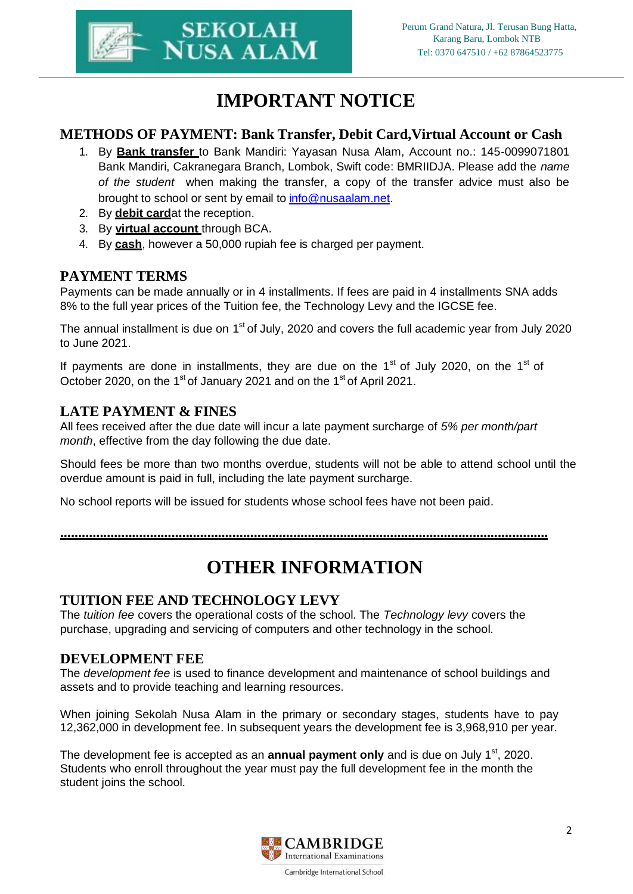# IMPORTANT NOTICE

## METHODS OF PAYMENT: Bank Transfer, Debit Card,Virtual Account or Cash

1. By **Bank transfer** to Bank Mandiri: Yayasan Nusa Alam, Account no.: 145-0099071801 Bank Mandiri, Cakranegara Branch, Lombok, Swift code: BMRIIDJA. Please add the *name of the student* when making the transfer, a copy of the transfer advice must also be brought to school or sent by email to info@nusaalam.net.
2. By **debit card** at the reception.
3. By **virtual account** through BCA.
4. By **cash**, however a 50,000 rupiah fee is charged per payment.

## PAYMENT TERMS

Payments can be made annually or in 4 installments. If fees are paid in 4 installments SNA adds 8% to the full year prices of the Tuition fee, the Technology Levy and the IGCSE fee.

The annual installment is due on 1st of July, 2020 and covers the full academic year from July 2020 to June 2021.

If payments are done in installments, they are due on the 1st of July 2020, on the 1st of October 2020, on the 1st of January 2021 and on the 1st of April 2021.

## LATE PAYMENT & FINES

All fees received after the due date will incur a late payment surcharge of *5% per month/part month*, effective from the day following the due date.

Should fees be more than two months overdue, students will not be able to attend school until the overdue amount is paid in full, including the late payment surcharge.

No school reports will be issued for students whose school fees have not been paid.

---

# OTHER INFORMATION

## TUITION FEE AND TECHNOLOGY LEVY

The *tuition fee* covers the operational costs of the school. The *Technology levy* covers the purchase, upgrading and servicing of computers and other technology in the school.

## DEVELOPMENT FEE

The *development fee* is used to finance development and maintenance of school buildings and assets and to provide teaching and learning resources.

When joining Sekolah Nusa Alam in the primary or secondary stages, students have to pay 12,362,000 in development fee. In subsequent years the development fee is 3,968,910 per year.

The development fee is accepted as an **annual payment only** and is due on July 1st, 2020. Students who enroll throughout the year must pay the full development fee in the month the student joins the school.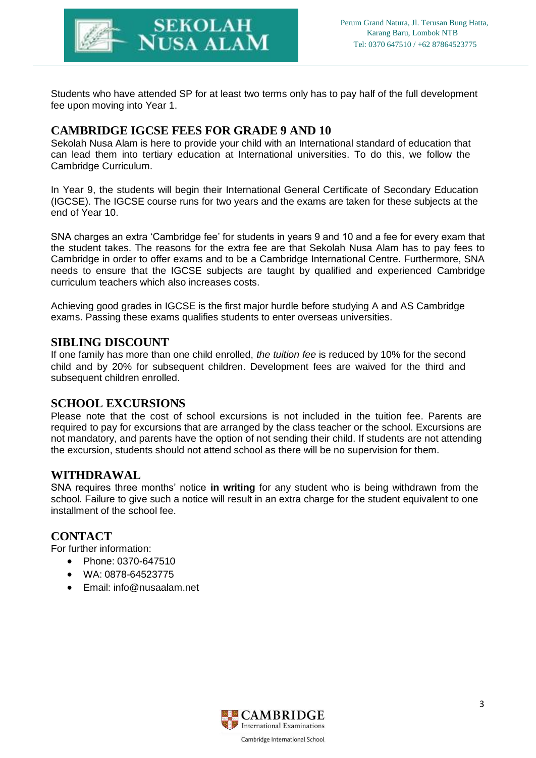Students who have attended SP for at least two terms only has to pay half of the full development fee upon moving into Year 1.

## CAMBRIDGE IGCSE FEES FOR GRADE 9 AND 10

Sekolah Nusa Alam is here to provide your child with an International standard of education that can lead them into tertiary education at International universities. To do this, we follow the Cambridge Curriculum.

In Year 9, the students will begin their International General Certificate of Secondary Education (IGCSE). The IGCSE course runs for two years and the exams are taken for these subjects at the end of Year 10.

SNA charges an extra 'Cambridge fee' for students in years 9 and 10 and a fee for every exam that the student takes. The reasons for the extra fee are that Sekolah Nusa Alam has to pay fees to Cambridge in order to offer exams and to be a Cambridge International Centre. Furthermore, SNA needs to ensure that the IGCSE subjects are taught by qualified and experienced Cambridge curriculum teachers which also increases costs.

Achieving good grades in IGCSE is the first major hurdle before studying A and AS Cambridge exams. Passing these exams qualifies students to enter overseas universities.

## SIBLING DISCOUNT

If one family has more than one child enrolled, *the tuition fee* is reduced by 10% for the second child and by 20% for subsequent children. Development fees are waived for the third and subsequent children enrolled.

## SCHOOL EXCURSIONS

Please note that the cost of school excursions is not included in the tuition fee. Parents are required to pay for excursions that are arranged by the class teacher or the school. Excursions are not mandatory, and parents have the option of not sending their child. If students are not attending the excursion, students should not attend school as there will be no supervision for them.

## WITHDRAWAL

SNA requires three months' notice **in writing** for any student who is being withdrawn from the school. Failure to give such a notice will result in an extra charge for the student equivalent to one installment of the school fee.

## CONTACT

For further information:

- Phone: 0370-647510
- WA: 0878-64523775
- Email: info@nusaalam.net